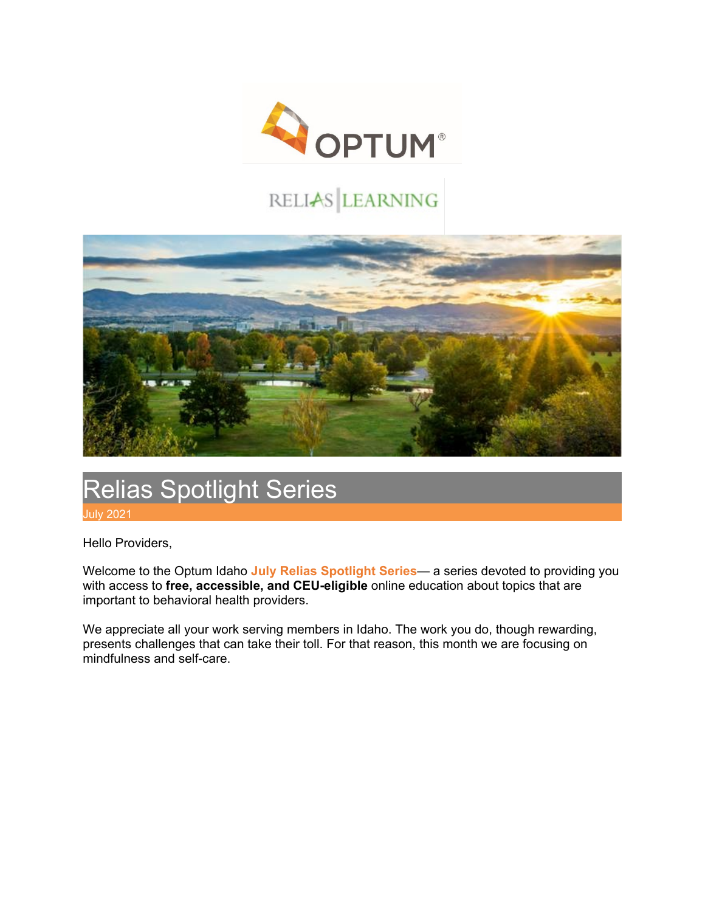# Relias Spotlight Series

July 2021

Hello Providers,

Welcome to the Optum Idaho **July Relias Spotlight Series**— a series devoted to providing you with access to **free, accessible, and CEU-eligible** online education about topics that are important to behavioral health providers.

We appreciate all your work serving members in Idaho. The work you do, though rewarding, presents challenges that can take their toll. For that reason, this month we are focusing on mindfulness and self-care.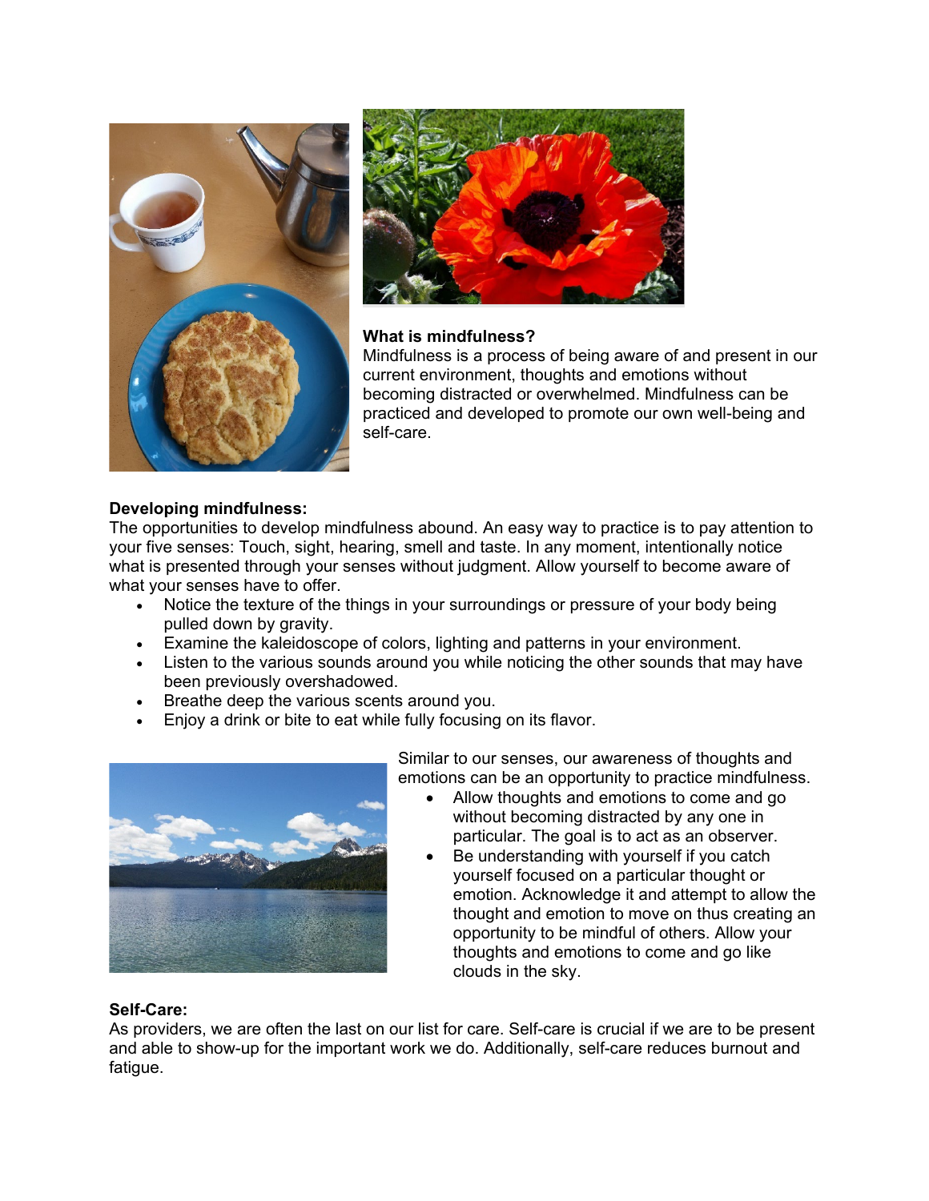**What is mindfulness?**

Mindfulness is a process of being aware of and present in our current environment, thoughts and emotions without becoming distracted or overwhelmed. Mindfulness can be practiced and developed to promote our own well-being and self-care.

**Developing mindfulness:**

The opportunities to develop mindfulness abound. An easy way to practice is to pay attention to your five senses: Touch, sight, hearing, smell and taste. In any moment, intentionally notice what is presented through your senses without judgment. Allow yourself to become aware of what your senses have to offer.

- Notice the texture of the things in your surroundings or pressure of your body being pulled down by gravity.
- Examine the kaleidoscope of colors, lighting and patterns in your environment.
- Listen to the various sounds around you while noticing the other sounds that may have been previously overshadowed.
- Breathe deep the various scents around you.
- Enjoy a drink or bite to eat while fully focusing on its flavor.

Similar to our senses, our awareness of thoughts and emotions can be an opportunity to practice mindfulness.

- Allow thoughts and emotions to come and go without becoming distracted by any one in particular. The goal is to act as an observer.
- Be understanding with yourself if you catch yourself focused on a particular thought or emotion. Acknowledge it and attempt to allow the thought and emotion to move on thus creating an opportunity to be mindful of others. Allow your thoughts and emotions to come and go like clouds in the sky.

**Self-Care:**

As providers, we are often the last on our list for care. Self-care is crucial if we are to be present and able to show-up for the important work we do. Additionally, self-care reduces burnout and fatigue.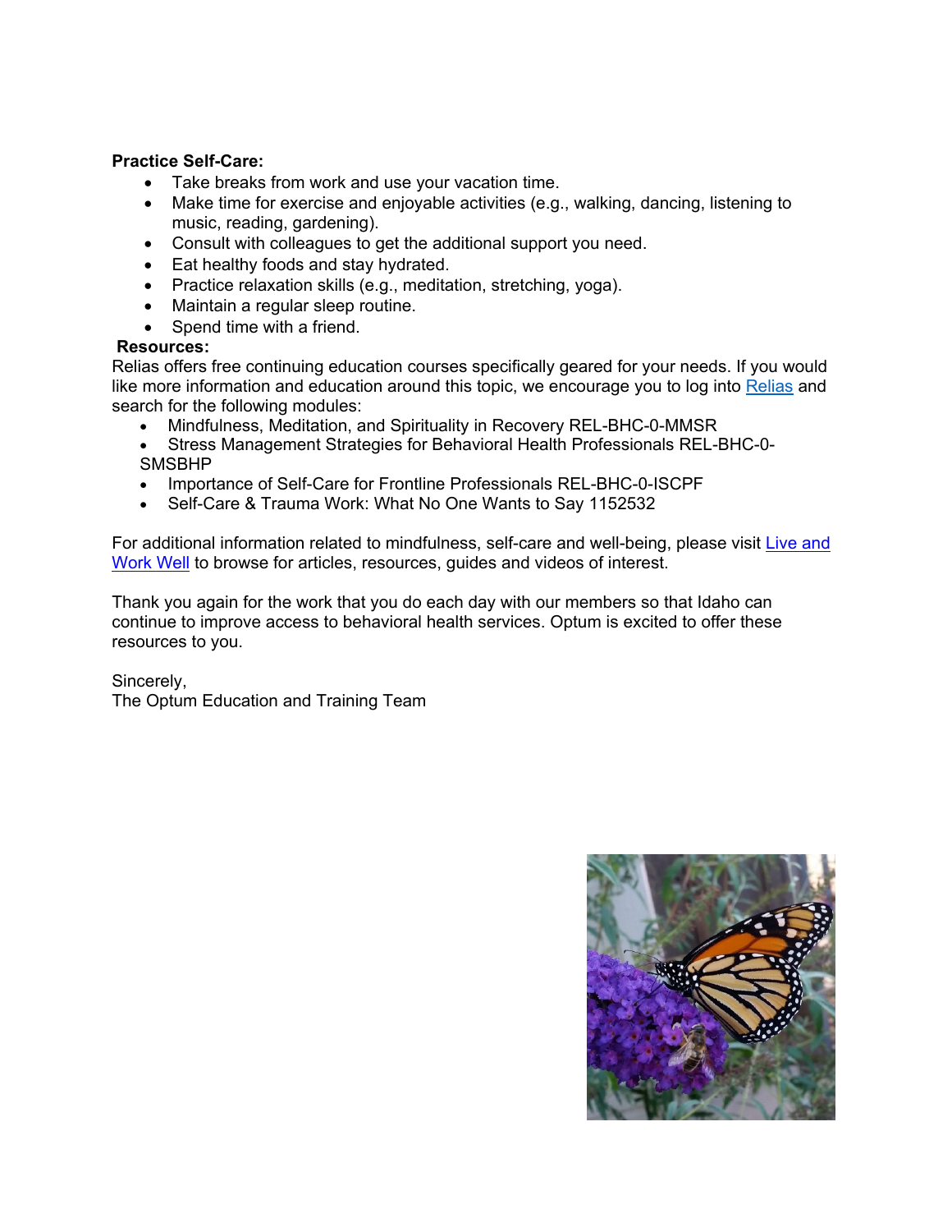**Practice Self-Care:**

- Take breaks from work and use your vacation time.
- Make time for exercise and enjoyable activities (e.g., walking, dancing, listening to music, reading, gardening).
- Consult with colleagues to get the additional support you need.
- Eat healthy foods and stay hydrated.
- Practice relaxation skills (e.g., meditation, stretching, yoga).
- Maintain a regular sleep routine.
- Spend time with a friend.

**Resources:**

Relias offers free continuing education courses specifically geared for your needs. If you would like more information and education around this topic, we encourage you to log into Relias and search for the following modules:

- Mindfulness, Meditation, and Spirituality in Recovery REL-BHC-0-MMSR
- Stress Management Strategies for Behavioral Health Professionals REL-BHC-0-SMSBHP
- Importance of Self-Care for Frontline Professionals REL-BHC-0-ISCPF
- Self-Care & Trauma Work: What No One Wants to Say 1152532

For additional information related to mindfulness, self-care and well-being, please visit Live and Work Well to browse for articles, resources, guides and videos of interest.

Thank you again for the work that you do each day with our members so that Idaho can continue to improve access to behavioral health services. Optum is excited to offer these resources to you.

Sincerely,
The Optum Education and Training Team